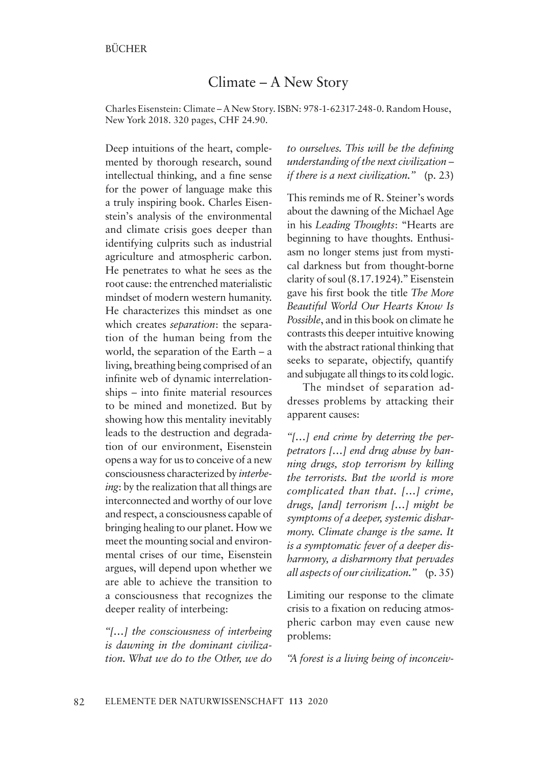BÜCHER

# Climate – A New Story

Charles Eisenstein: Climate – A New Story. ISBN: 978-1-62317-248-0. Random House, New York 2018. 320 pages, CHF 24.90.

Deep intuitions of the heart, complemented by thorough research, sound intellectual thinking, and a fine sense for the power of language make this a truly inspiring book. Charles Eisenstein's analysis of the environmental and climate crisis goes deeper than identifying culprits such as industrial agriculture and atmospheric carbon. He penetrates to what he sees as the root cause: the entrenched materialistic mindset of modern western humanity. He characterizes this mindset as one which creates *separation*: the separation of the human being from the world, the separation of the Earth – a living, breathing being comprised of an infinite web of dynamic interrelationships – into finite material resources to be mined and monetized. But by showing how this mentality inevitably leads to the destruction and degradation of our environment, Eisenstein opens a way for us to conceive of a new consciousness characterized by *interbeing*: by the realization that all things are interconnected and worthy of our love and respect, a consciousness capable of bringing healing to our planet. How we meet the mounting social and environmental crises of our time, Eisenstein argues, will depend upon whether we are able to achieve the transition to a consciousness that recognizes the deeper reality of interbeing:

*"[…] the consciousness of interbeing is dawning in the dominant civilization. What we do to the Other, we do to ourselves. This will be the defining understanding of the next civilization – if there is a next civilization."* (p. 23)

This reminds me of R. Steiner's words about the dawning of the Michael Age in his *Leading Thoughts*: "Hearts are beginning to have thoughts. Enthusiasm no longer stems just from mystical darkness but from thought-borne clarity of soul (8.17.1924)." Eisenstein gave his first book the title *The More Beautiful World Our Hearts Know Is Possible*, and in this book on climate he contrasts this deeper intuitive knowing with the abstract rational thinking that seeks to separate, objectify, quantify and subjugate all things to its cold logic.

The mindset of separation addresses problems by attacking their apparent causes:

*"[…] end crime by deterring the perpetrators […] end drug abuse by banning drugs, stop terrorism by killing the terrorists. But the world is more complicated than that. […] crime, drugs, [and] terrorism […] might be symptoms of a deeper, systemic disharmony. Climate change is the same. It is a symptomatic fever of a deeper disharmony, a disharmony that pervades all aspects of our civilization."* (p. 35)

Limiting our response to the climate crisis to a fixation on reducing atmospheric carbon may even cause new problems:

*"A forest is a living being of inconceiv-*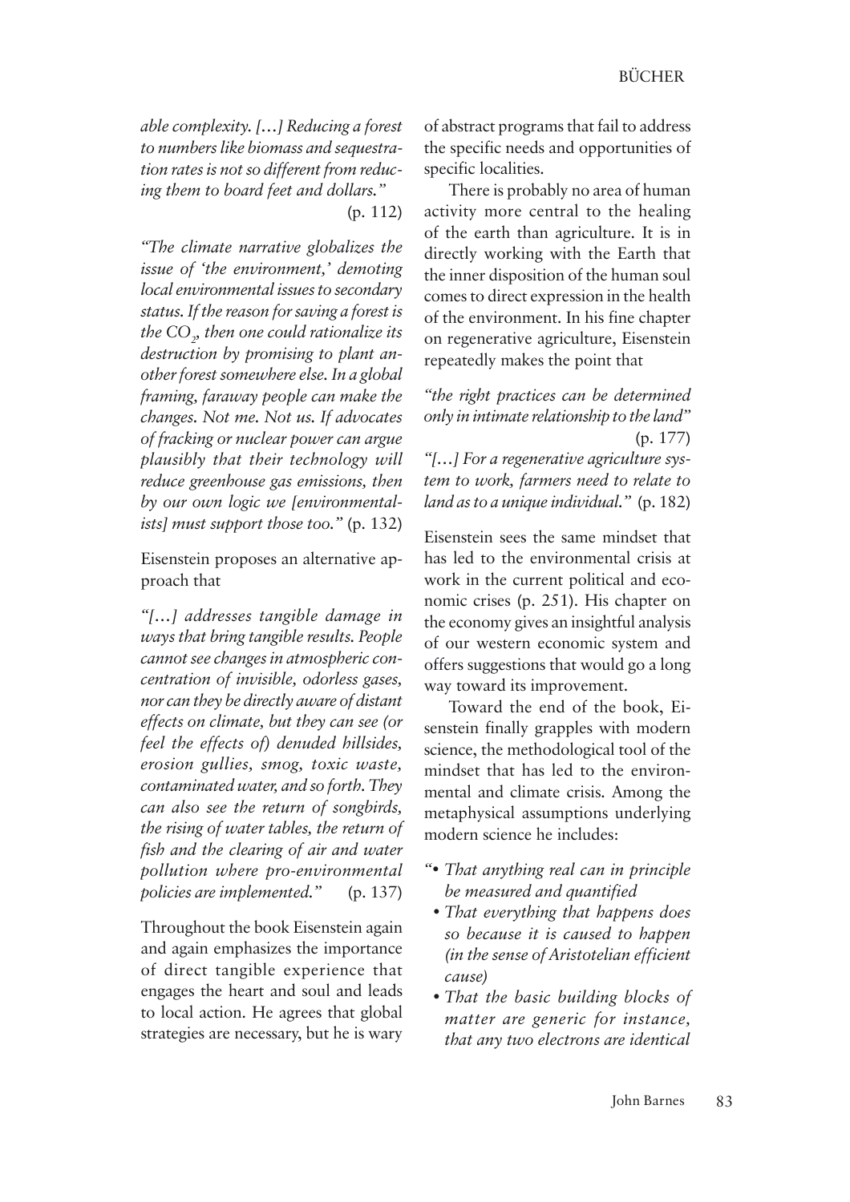*able complexity. […] Reducing a forest to numbers like biomass and sequestration rates is not so different from reducing them to board feet and dollars."* (p. 112)

*"The climate narrative globalizes the issue of 'the environment,' demoting local environmental issues to secondary status. If the reason for saving a forest is the $CO_2$, then one could rationalize its destruction by promising to plant another forest somewhere else. In a global framing, faraway people can make the changes. Not me. Not us. If advocates of fracking or nuclear power can argue plausibly that their technology will reduce greenhouse gas emissions, then by our own logic we [environmentalists] must support those too."* (p. 132)

Eisenstein proposes an alternative approach that

*"[…] addresses tangible damage in ways that bring tangible results. People cannot see changes in atmospheric concentration of invisible, odorless gases, nor can they be directly aware of distant effects on climate, but they can see (or feel the effects of) denuded hillsides, erosion gullies, smog, toxic waste, contaminated water, and so forth. They can also see the return of songbirds, the rising of water tables, the return of fish and the clearing of air and water pollution where pro-environmental policies are implemented."* (p. 137)

Throughout the book Eisenstein again and again emphasizes the importance of direct tangible experience that engages the heart and soul and leads to local action. He agrees that global strategies are necessary, but he is wary of abstract programs that fail to address the specific needs and opportunities of specific localities.

There is probably no area of human activity more central to the healing of the earth than agriculture. It is in directly working with the Earth that the inner disposition of the human soul comes to direct expression in the health of the environment. In his fine chapter on regenerative agriculture, Eisenstein repeatedly makes the point that

*"the right practices can be determined only in intimate relationship to the land"* (p. 177)

*"[…] For a regenerative agriculture system to work, farmers need to relate to land as to a unique individual."* (p. 182)

Eisenstein sees the same mindset that has led to the environmental crisis at work in the current political and economic crises (p. 251). His chapter on the economy gives an insightful analysis of our western economic system and offers suggestions that would go a long way toward its improvement.

Toward the end of the book, Eisenstein finally grapples with modern science, the methodological tool of the mindset that has led to the environmental and climate crisis. Among the metaphysical assumptions underlying modern science he includes:

"• *That anything real can in principle be measured and quantified*
- *That everything that happens does so because it is caused to happen (in the sense of Aristotelian efficient cause)*
- *That the basic building blocks of matter are generic for instance, that any two electrons are identical*